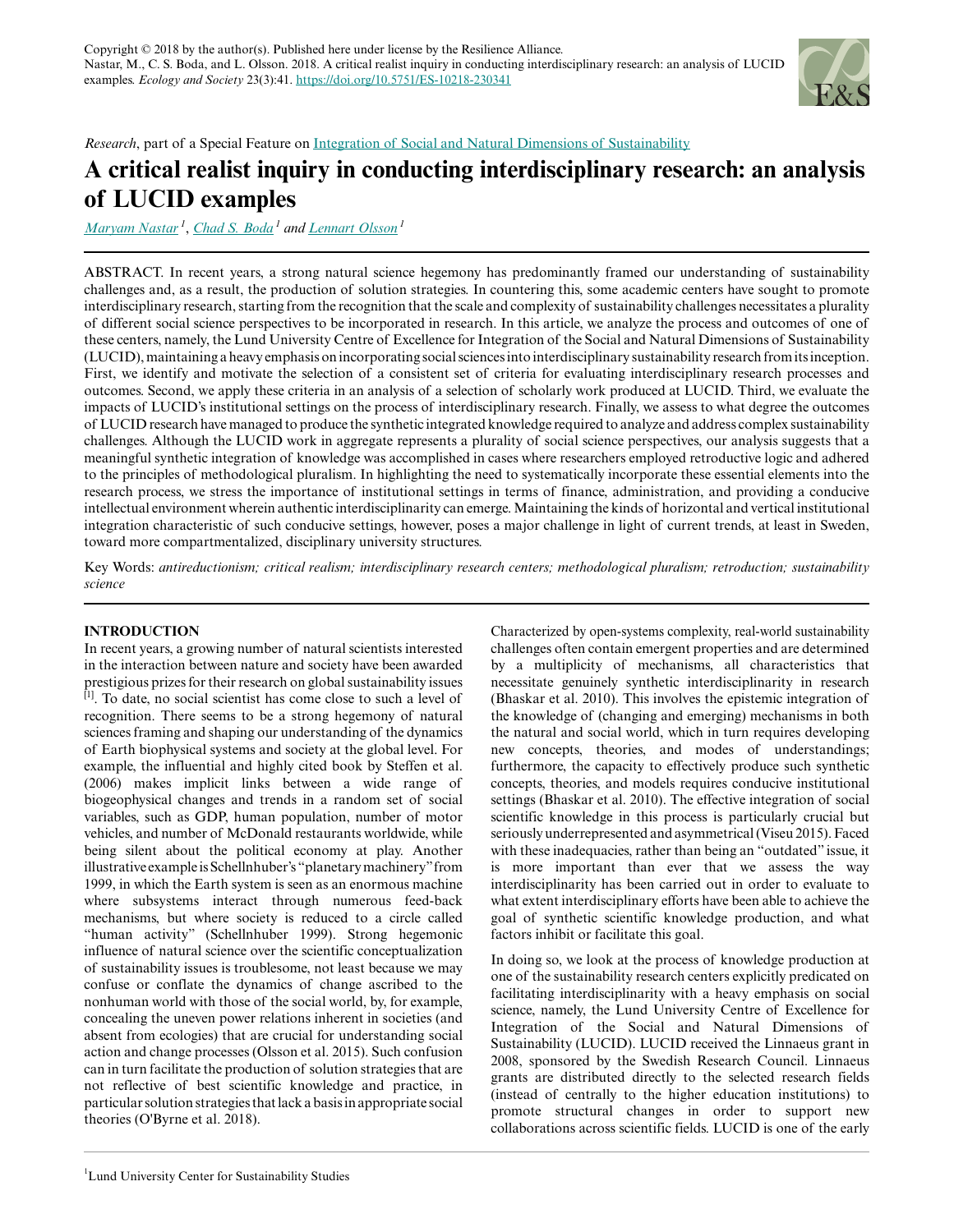Copyright © 2018 by the author(s). Published here under license by the Resilience Alliance.
Nastar, M., C. S. Boda, and L. Olsson. 2018. A critical realist inquiry in conducting interdisciplinary research: an analysis of LUCID examples. *Ecology and Society* 23(3):41. https://doi.org/10.5751/ES-10218-230341

*Research*, part of a Special Feature on Integration of Social and Natural Dimensions of Sustainability

# A critical realist inquiry in conducting interdisciplinary research: an analysis of LUCID examples

*Maryam Nastar [1], Chad S. Boda [1] and Lennart Olsson [1]*

ABSTRACT. In recent years, a strong natural science hegemony has predominantly framed our understanding of sustainability challenges and, as a result, the production of solution strategies. In countering this, some academic centers have sought to promote interdisciplinary research, starting from the recognition that the scale and complexity of sustainability challenges necessitates a plurality of different social science perspectives to be incorporated in research. In this article, we analyze the process and outcomes of one of these centers, namely, the Lund University Centre of Excellence for Integration of the Social and Natural Dimensions of Sustainability (LUCID), maintaining a heavy emphasis on incorporating social sciences into interdisciplinary sustainability research from its inception. First, we identify and motivate the selection of a consistent set of criteria for evaluating interdisciplinary research processes and outcomes. Second, we apply these criteria in an analysis of a selection of scholarly work produced at LUCID. Third, we evaluate the impacts of LUCID's institutional settings on the process of interdisciplinary research. Finally, we assess to what degree the outcomes of LUCID research have managed to produce the synthetic integrated knowledge required to analyze and address complex sustainability challenges. Although the LUCID work in aggregate represents a plurality of social science perspectives, our analysis suggests that a meaningful synthetic integration of knowledge was accomplished in cases where researchers employed retroductive logic and adhered to the principles of methodological pluralism. In highlighting the need to systematically incorporate these essential elements into the research process, we stress the importance of institutional settings in terms of finance, administration, and providing a conducive intellectual environment wherein authentic interdisciplinarity can emerge. Maintaining the kinds of horizontal and vertical institutional integration characteristic of such conducive settings, however, poses a major challenge in light of current trends, at least in Sweden, toward more compartmentalized, disciplinary university structures.

Key Words: *antireductionism; critical realism; interdisciplinary research centers; methodological pluralism; retroduction; sustainability science*

## INTRODUCTION

In recent years, a growing number of natural scientists interested in the interaction between nature and society have been awarded prestigious prizes for their research on global sustainability issues [1]. To date, no social scientist has come close to such a level of recognition. There seems to be a strong hegemony of natural sciences framing and shaping our understanding of the dynamics of Earth biophysical systems and society at the global level. For example, the influential and highly cited book by Steffen et al. (2006) makes implicit links between a wide range of biogeophysical changes and trends in a random set of social variables, such as GDP, human population, number of motor vehicles, and number of McDonald restaurants worldwide, while being silent about the political economy at play. Another illustrative example is Schellnhuber's "planetary machinery" from 1999, in which the Earth system is seen as an enormous machine where subsystems interact through numerous feed-back mechanisms, but where society is reduced to a circle called "human activity" (Schellnhuber 1999). Strong hegemonic influence of natural science over the scientific conceptualization of sustainability issues is troublesome, not least because we may confuse or conflate the dynamics of change ascribed to the nonhuman world with those of the social world, by, for example, concealing the uneven power relations inherent in societies (and absent from ecologies) that are crucial for understanding social action and change processes (Olsson et al. 2015). Such confusion can in turn facilitate the production of solution strategies that are not reflective of best scientific knowledge and practice, in particular solution strategies that lack a basis in appropriate social theories (O'Byrne et al. 2018).

Characterized by open-systems complexity, real-world sustainability challenges often contain emergent properties and are determined by a multiplicity of mechanisms, all characteristics that necessitate genuinely synthetic interdisciplinarity in research (Bhaskar et al. 2010). This involves the epistemic integration of the knowledge of (changing and emerging) mechanisms in both the natural and social world, which in turn requires developing new concepts, theories, and modes of understandings; furthermore, the capacity to effectively produce such synthetic concepts, theories, and models requires conducive institutional settings (Bhaskar et al. 2010). The effective integration of social scientific knowledge in this process is particularly crucial but seriously underrepresented and asymmetrical (Viseu 2015). Faced with these inadequacies, rather than being an "outdated" issue, it is more important than ever that we assess the way interdisciplinarity has been carried out in order to evaluate to what extent interdisciplinary efforts have been able to achieve the goal of synthetic scientific knowledge production, and what factors inhibit or facilitate this goal.

In doing so, we look at the process of knowledge production at one of the sustainability research centers explicitly predicated on facilitating interdisciplinarity with a heavy emphasis on social science, namely, the Lund University Centre of Excellence for Integration of the Social and Natural Dimensions of Sustainability (LUCID). LUCID received the Linnaeus grant in 2008, sponsored by the Swedish Research Council. Linnaeus grants are distributed directly to the selected research fields (instead of centrally to the higher education institutions) to promote structural changes in order to support new collaborations across scientific fields. LUCID is one of the early

[1] Lund University Center for Sustainability Studies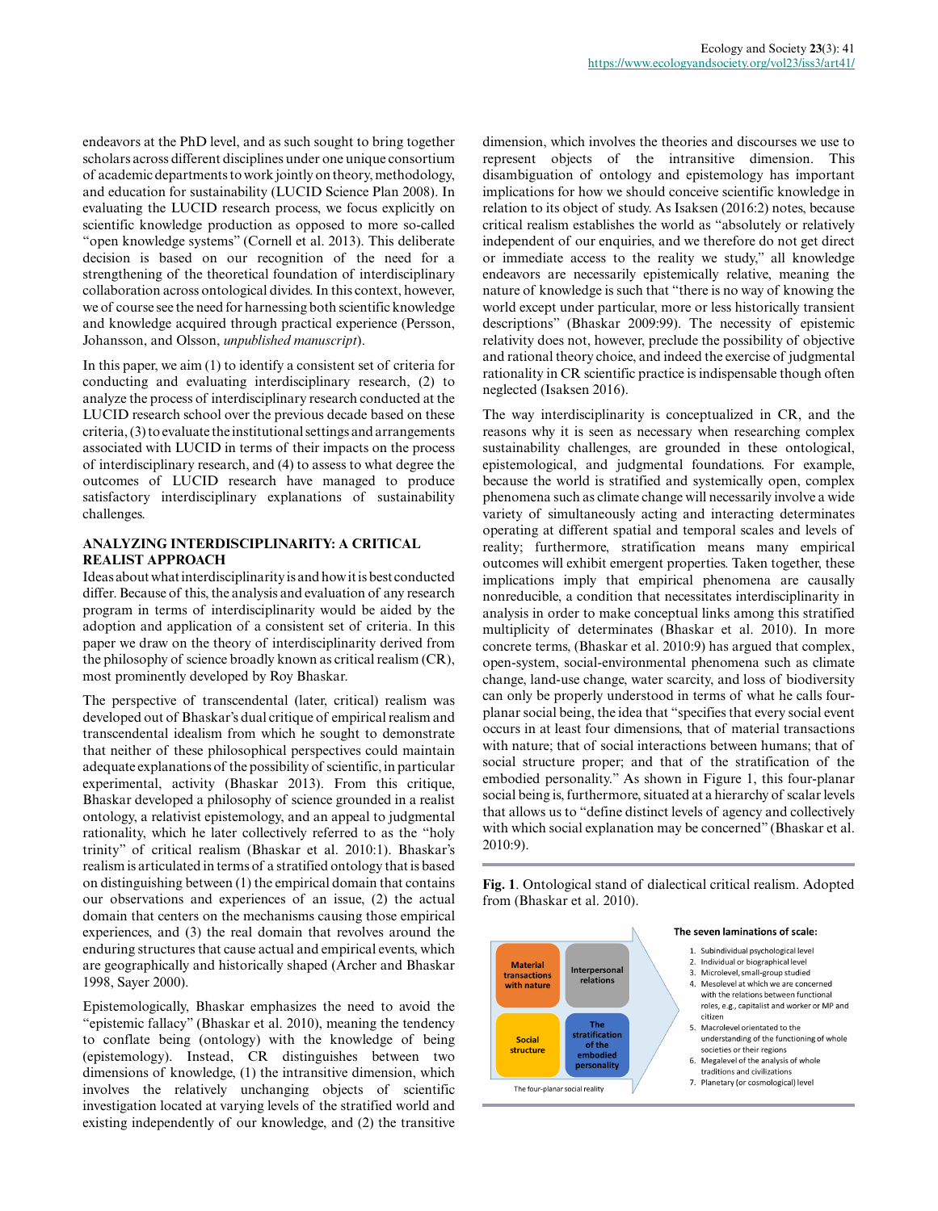endeavors at the PhD level, and as such sought to bring together scholars across different disciplines under one unique consortium of academic departments to work jointly on theory, methodology, and education for sustainability (LUCID Science Plan 2008). In evaluating the LUCID research process, we focus explicitly on scientific knowledge production as opposed to more so-called "open knowledge systems" (Cornell et al. 2013). This deliberate decision is based on our recognition of the need for a strengthening of the theoretical foundation of interdisciplinary collaboration across ontological divides. In this context, however, we of course see the need for harnessing both scientific knowledge and knowledge acquired through practical experience (Persson, Johansson, and Olsson, *unpublished manuscript*).

In this paper, we aim (1) to identify a consistent set of criteria for conducting and evaluating interdisciplinary research, (2) to analyze the process of interdisciplinary research conducted at the LUCID research school over the previous decade based on these criteria, (3) to evaluate the institutional settings and arrangements associated with LUCID in terms of their impacts on the process of interdisciplinary research, and (4) to assess to what degree the outcomes of LUCID research have managed to produce satisfactory interdisciplinary explanations of sustainability challenges.

## ANALYZING INTERDISCIPLINARITY: A CRITICAL REALIST APPROACH

Ideas about what interdisciplinarity is and how it is best conducted differ. Because of this, the analysis and evaluation of any research program in terms of interdisciplinarity would be aided by the adoption and application of a consistent set of criteria. In this paper we draw on the theory of interdisciplinarity derived from the philosophy of science broadly known as critical realism (CR), most prominently developed by Roy Bhaskar.

The perspective of transcendental (later, critical) realism was developed out of Bhaskar's dual critique of empirical realism and transcendental idealism from which he sought to demonstrate that neither of these philosophical perspectives could maintain adequate explanations of the possibility of scientific, in particular experimental, activity (Bhaskar 2013). From this critique, Bhaskar developed a philosophy of science grounded in a realist ontology, a relativist epistemology, and an appeal to judgmental rationality, which he later collectively referred to as the "holy trinity" of critical realism (Bhaskar et al. 2010:1). Bhaskar's realism is articulated in terms of a stratified ontology that is based on distinguishing between (1) the empirical domain that contains our observations and experiences of an issue, (2) the actual domain that centers on the mechanisms causing those empirical experiences, and (3) the real domain that revolves around the enduring structures that cause actual and empirical events, which are geographically and historically shaped (Archer and Bhaskar 1998, Sayer 2000).

Epistemologically, Bhaskar emphasizes the need to avoid the "epistemic fallacy" (Bhaskar et al. 2010), meaning the tendency to conflate being (ontology) with the knowledge of being (epistemology). Instead, CR distinguishes between two dimensions of knowledge, (1) the intransitive dimension, which involves the relatively unchanging objects of scientific investigation located at varying levels of the stratified world and existing independently of our knowledge, and (2) the transitive dimension, which involves the theories and discourses we use to represent objects of the intransitive dimension. This disambiguation of ontology and epistemology has important implications for how we should conceive scientific knowledge in relation to its object of study. As Isaksen (2016:2) notes, because critical realism establishes the world as "absolutely or relatively independent of our enquiries, and we therefore do not get direct or immediate access to the reality we study," all knowledge endeavors are necessarily epistemically relative, meaning the nature of knowledge is such that "there is no way of knowing the world except under particular, more or less historically transient descriptions" (Bhaskar 2009:99). The necessity of epistemic relativity does not, however, preclude the possibility of objective and rational theory choice, and indeed the exercise of judgmental rationality in CR scientific practice is indispensable though often neglected (Isaksen 2016).

The way interdisciplinarity is conceptualized in CR, and the reasons why it is seen as necessary when researching complex sustainability challenges, are grounded in these ontological, epistemological, and judgmental foundations. For example, because the world is stratified and systemically open, complex phenomena such as climate change will necessarily involve a wide variety of simultaneously acting and interacting determinates operating at different spatial and temporal scales and levels of reality; furthermore, stratification means many empirical outcomes will exhibit emergent properties. Taken together, these implications imply that empirical phenomena are causally nonreducible, a condition that necessitates interdisciplinarity in analysis in order to make conceptual links among this stratified multiplicity of determinates (Bhaskar et al. 2010). In more concrete terms, (Bhaskar et al. 2010:9) has argued that complex, open-system, social-environmental phenomena such as climate change, land-use change, water scarcity, and loss of biodiversity can only be properly understood in terms of what he calls four-planar social being, the idea that "specifies that every social event occurs in at least four dimensions, that of material transactions with nature; that of social interactions between humans; that of social structure proper; and that of the stratification of the embodied personality." As shown in Figure 1, this four-planar social being is, furthermore, situated at a hierarchy of scalar levels that allows us to "define distinct levels of agency and collectively with which social explanation may be concerned" (Bhaskar et al. 2010:9).

**Fig. 1**. Ontological stand of dialectical critical realism. Adopted from (Bhaskar et al. 2010).

| The four-planar social reality | |
|---|---|
| Material transactions with nature | Interpersonal relations |
| Social structure | The stratification of the embodied personality |

**The seven laminations of scale:**

1. Subindividual psychological level
2. Individual or biographical level
3. Microlevel, small-group studied
4. Mesolevel at which we are concerned with the relations between functional roles, e.g., capitalist and worker or MP and citizen
5. Macrolevel orientated to the understanding of the functioning of whole societies or their regions
6. Megalevel of the analysis of whole traditions and civilizations
7. Planetary (or cosmological) level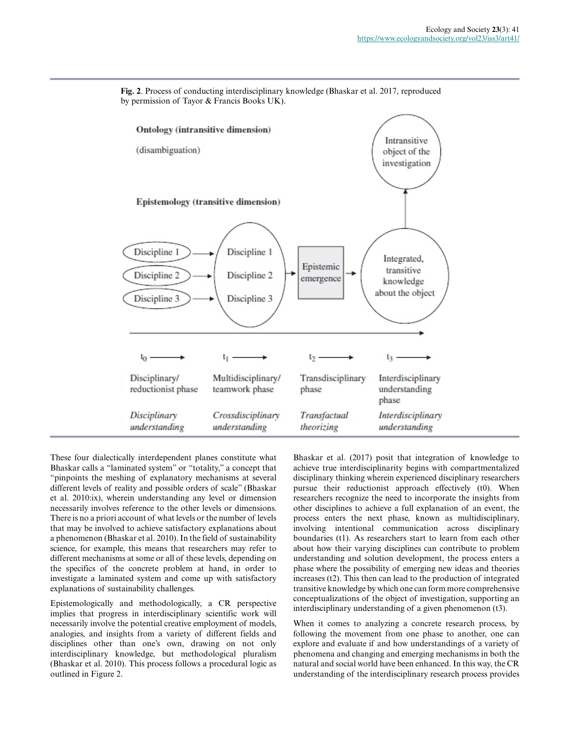**Fig. 2**. Process of conducting interdisciplinary knowledge (Bhaskar et al. 2017, reproduced by permission of Tayor & Francis Books UK).

These four dialectically interdependent planes constitute what Bhaskar calls a "laminated system" or "totality," a concept that "pinpoints the meshing of explanatory mechanisms at several different levels of reality and possible orders of scale" (Bhaskar et al. 2010:ix), wherein understanding any level or dimension necessarily involves reference to the other levels or dimensions. There is no a priori account of what levels or the number of levels that may be involved to achieve satisfactory explanations about a phenomenon (Bhaskar et al. 2010). In the field of sustainability science, for example, this means that researchers may refer to different mechanisms at some or all of these levels, depending on the specifics of the concrete problem at hand, in order to investigate a laminated system and come up with satisfactory explanations of sustainability challenges.

Epistemologically and methodologically, a CR perspective implies that progress in interdisciplinary scientific work will necessarily involve the potential creative employment of models, analogies, and insights from a variety of different fields and disciplines other than one's own, drawing on not only interdisciplinary knowledge, but methodological pluralism (Bhaskar et al. 2010). This process follows a procedural logic as outlined in Figure 2.

Bhaskar et al. (2017) posit that integration of knowledge to achieve true interdisciplinarity begins with compartmentalized disciplinary thinking wherein experienced disciplinary researchers pursue their reductionist approach effectively (t0). When researchers recognize the need to incorporate the insights from other disciplines to achieve a full explanation of an event, the process enters the next phase, known as multidisciplinary, involving intentional communication across disciplinary boundaries (t1). As researchers start to learn from each other about how their varying disciplines can contribute to problem understanding and solution development, the process enters a phase where the possibility of emerging new ideas and theories increases (t2). This then can lead to the production of integrated transitive knowledge by which one can form more comprehensive conceptualizations of the object of investigation, supporting an interdisciplinary understanding of a given phenomenon (t3).

When it comes to analyzing a concrete research process, by following the movement from one phase to another, one can explore and evaluate if and how understandings of a variety of phenomena and changing and emerging mechanisms in both the natural and social world have been enhanced. In this way, the CR understanding of the interdisciplinary research process provides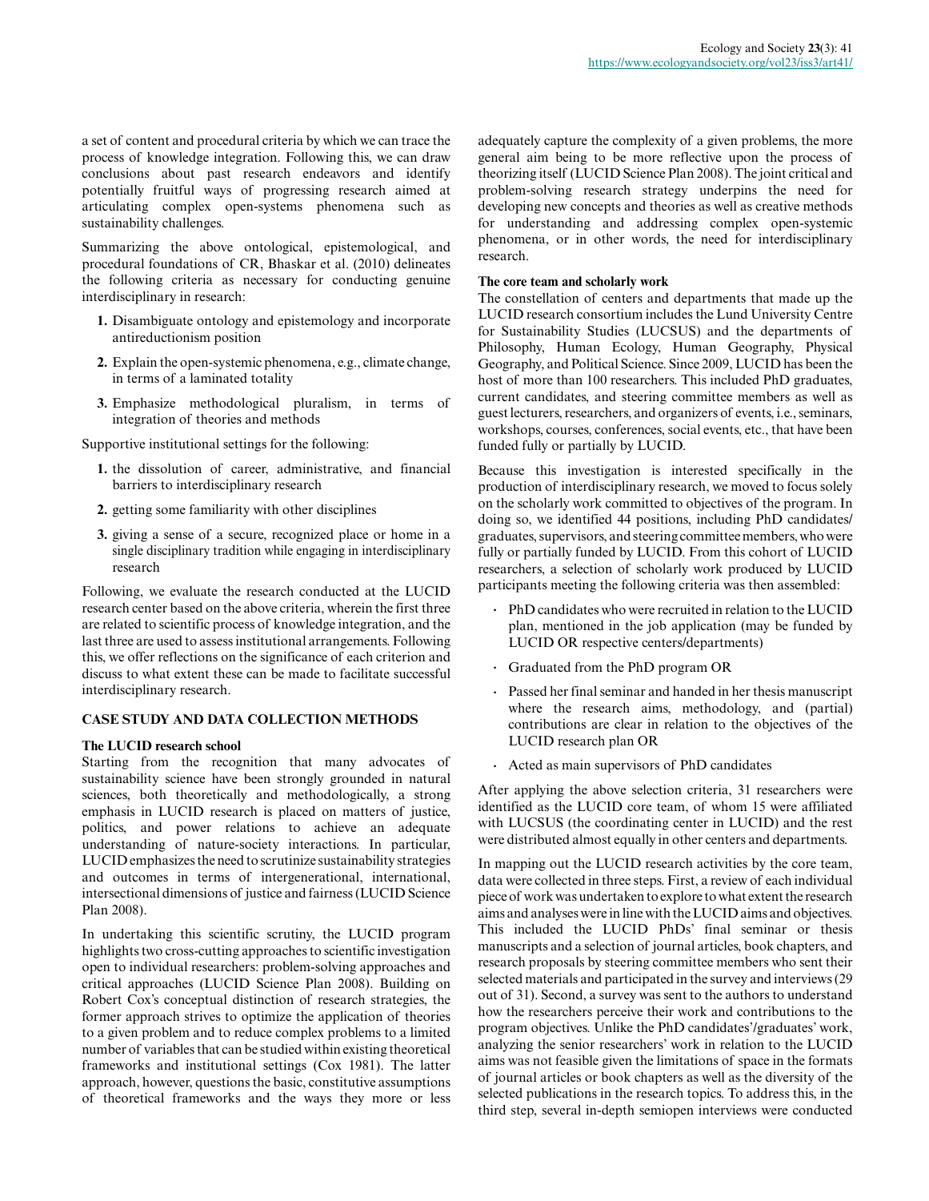a set of content and procedural criteria by which we can trace the process of knowledge integration. Following this, we can draw conclusions about past research endeavors and identify potentially fruitful ways of progressing research aimed at articulating complex open-systems phenomena such as sustainability challenges.

Summarizing the above ontological, epistemological, and procedural foundations of CR, Bhaskar et al. (2010) delineates the following criteria as necessary for conducting genuine interdisciplinary in research:

1. Disambiguate ontology and epistemology and incorporate antireductionism position
2. Explain the open-systemic phenomena, e.g., climate change, in terms of a laminated totality
3. Emphasize methodological pluralism, in terms of integration of theories and methods

Supportive institutional settings for the following:

1. the dissolution of career, administrative, and financial barriers to interdisciplinary research
2. getting some familiarity with other disciplines
3. giving a sense of a secure, recognized place or home in a single disciplinary tradition while engaging in interdisciplinary research

Following, we evaluate the research conducted at the LUCID research center based on the above criteria, wherein the first three are related to scientific process of knowledge integration, and the last three are used to assess institutional arrangements. Following this, we offer reflections on the significance of each criterion and discuss to what extent these can be made to facilitate successful interdisciplinary research.

## CASE STUDY AND DATA COLLECTION METHODS

### The LUCID research school

Starting from the recognition that many advocates of sustainability science have been strongly grounded in natural sciences, both theoretically and methodologically, a strong emphasis in LUCID research is placed on matters of justice, politics, and power relations to achieve an adequate understanding of nature-society interactions. In particular, LUCID emphasizes the need to scrutinize sustainability strategies and outcomes in terms of intergenerational, international, intersectional dimensions of justice and fairness (LUCID Science Plan 2008).

In undertaking this scientific scrutiny, the LUCID program highlights two cross-cutting approaches to scientific investigation open to individual researchers: problem-solving approaches and critical approaches (LUCID Science Plan 2008). Building on Robert Cox's conceptual distinction of research strategies, the former approach strives to optimize the application of theories to a given problem and to reduce complex problems to a limited number of variables that can be studied within existing theoretical frameworks and institutional settings (Cox 1981). The latter approach, however, questions the basic, constitutive assumptions of theoretical frameworks and the ways they more or less adequately capture the complexity of a given problems, the more general aim being to be more reflective upon the process of theorizing itself (LUCID Science Plan 2008). The joint critical and problem-solving research strategy underpins the need for developing new concepts and theories as well as creative methods for understanding and addressing complex open-systemic phenomena, or in other words, the need for interdisciplinary research.

### The core team and scholarly work

The constellation of centers and departments that made up the LUCID research consortium includes the Lund University Centre for Sustainability Studies (LUCSUS) and the departments of Philosophy, Human Ecology, Human Geography, Physical Geography, and Political Science. Since 2009, LUCID has been the host of more than 100 researchers. This included PhD graduates, current candidates, and steering committee members as well as guest lecturers, researchers, and organizers of events, i.e., seminars, workshops, courses, conferences, social events, etc., that have been funded fully or partially by LUCID.

Because this investigation is interested specifically in the production of interdisciplinary research, we moved to focus solely on the scholarly work committed to objectives of the program. In doing so, we identified 44 positions, including PhD candidates/graduates, supervisors, and steering committee members, who were fully or partially funded by LUCID. From this cohort of LUCID researchers, a selection of scholarly work produced by LUCID participants meeting the following criteria was then assembled:

- PhD candidates who were recruited in relation to the LUCID plan, mentioned in the job application (may be funded by LUCID OR respective centers/departments)
- Graduated from the PhD program OR
- Passed her final seminar and handed in her thesis manuscript where the research aims, methodology, and (partial) contributions are clear in relation to the objectives of the LUCID research plan OR
- Acted as main supervisors of PhD candidates

After applying the above selection criteria, 31 researchers were identified as the LUCID core team, of whom 15 were affiliated with LUCSUS (the coordinating center in LUCID) and the rest were distributed almost equally in other centers and departments.

In mapping out the LUCID research activities by the core team, data were collected in three steps. First, a review of each individual piece of work was undertaken to explore to what extent the research aims and analyses were in line with the LUCID aims and objectives. This included the LUCID PhDs' final seminar or thesis manuscripts and a selection of journal articles, book chapters, and research proposals by steering committee members who sent their selected materials and participated in the survey and interviews (29 out of 31). Second, a survey was sent to the authors to understand how the researchers perceive their work and contributions to the program objectives. Unlike the PhD candidates'/graduates' work, analyzing the senior researchers' work in relation to the LUCID aims was not feasible given the limitations of space in the formats of journal articles or book chapters as well as the diversity of the selected publications in the research topics. To address this, in the third step, several in-depth semiopen interviews were conducted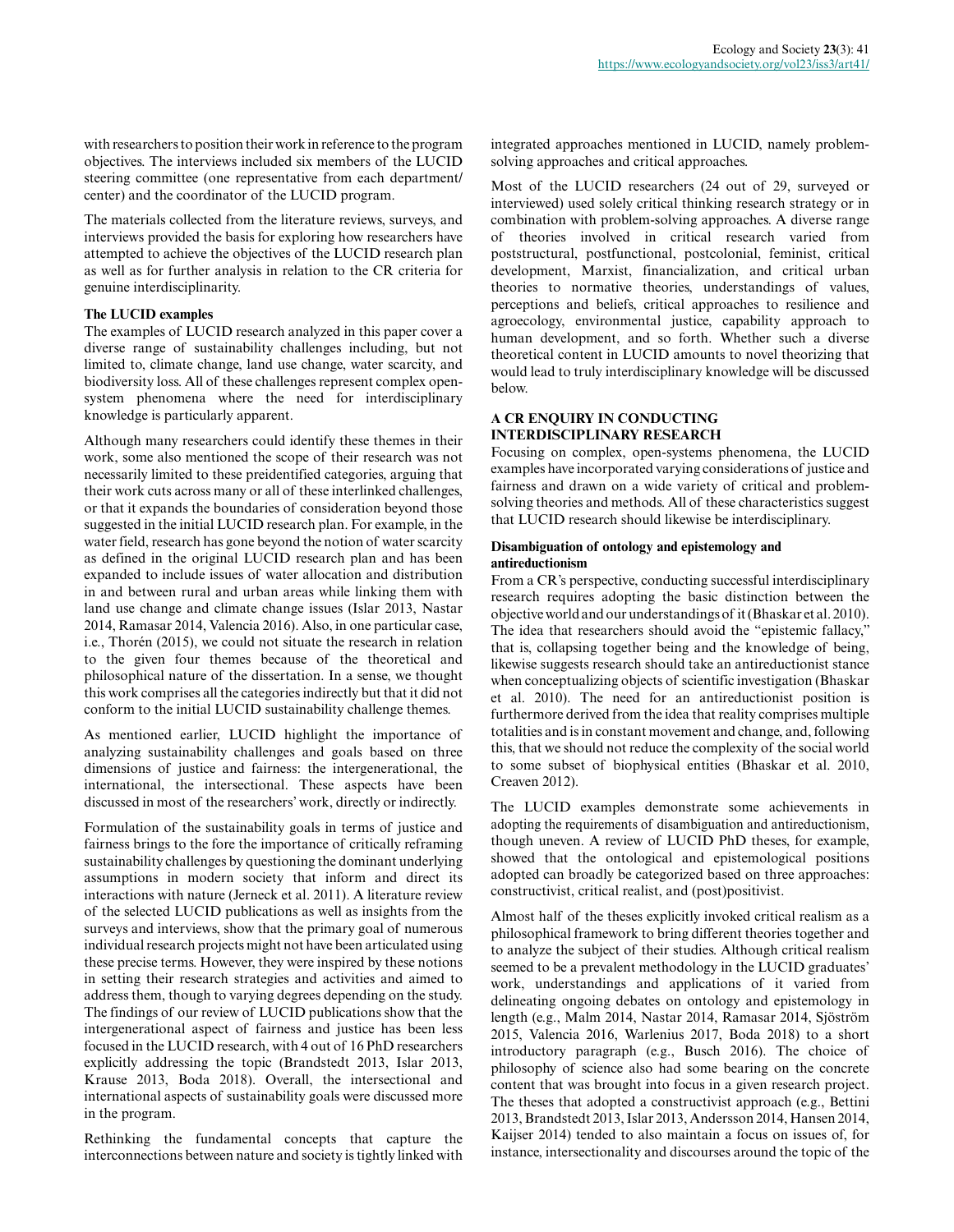with researchers to position their work in reference to the program objectives. The interviews included six members of the LUCID steering committee (one representative from each department/center) and the coordinator of the LUCID program.

The materials collected from the literature reviews, surveys, and interviews provided the basis for exploring how researchers have attempted to achieve the objectives of the LUCID research plan as well as for further analysis in relation to the CR criteria for genuine interdisciplinarity.

### The LUCID examples

The examples of LUCID research analyzed in this paper cover a diverse range of sustainability challenges including, but not limited to, climate change, land use change, water scarcity, and biodiversity loss. All of these challenges represent complex open-system phenomena where the need for interdisciplinary knowledge is particularly apparent.

Although many researchers could identify these themes in their work, some also mentioned the scope of their research was not necessarily limited to these preidentified categories, arguing that their work cuts across many or all of these interlinked challenges, or that it expands the boundaries of consideration beyond those suggested in the initial LUCID research plan. For example, in the water field, research has gone beyond the notion of water scarcity as defined in the original LUCID research plan and has been expanded to include issues of water allocation and distribution in and between rural and urban areas while linking them with land use change and climate change issues (Islar 2013, Nastar 2014, Ramasar 2014, Valencia 2016). Also, in one particular case, i.e., Thorén (2015), we could not situate the research in relation to the given four themes because of the theoretical and philosophical nature of the dissertation. In a sense, we thought this work comprises all the categories indirectly but that it did not conform to the initial LUCID sustainability challenge themes.

As mentioned earlier, LUCID highlight the importance of analyzing sustainability challenges and goals based on three dimensions of justice and fairness: the intergenerational, the international, the intersectional. These aspects have been discussed in most of the researchers' work, directly or indirectly.

Formulation of the sustainability goals in terms of justice and fairness brings to the fore the importance of critically reframing sustainability challenges by questioning the dominant underlying assumptions in modern society that inform and direct its interactions with nature (Jerneck et al. 2011). A literature review of the selected LUCID publications as well as insights from the surveys and interviews, show that the primary goal of numerous individual research projects might not have been articulated using these precise terms. However, they were inspired by these notions in setting their research strategies and activities and aimed to address them, though to varying degrees depending on the study. The findings of our review of LUCID publications show that the intergenerational aspect of fairness and justice has been less focused in the LUCID research, with 4 out of 16 PhD researchers explicitly addressing the topic (Brandstedt 2013, Islar 2013, Krause 2013, Boda 2018). Overall, the intersectional and international aspects of sustainability goals were discussed more in the program.

Rethinking the fundamental concepts that capture the interconnections between nature and society is tightly linked with integrated approaches mentioned in LUCID, namely problem-solving approaches and critical approaches.

Most of the LUCID researchers (24 out of 29, surveyed or interviewed) used solely critical thinking research strategy or in combination with problem-solving approaches. A diverse range of theories involved in critical research varied from poststructural, postfunctional, postcolonial, feminist, critical development, Marxist, financialization, and critical urban theories to normative theories, understandings of values, perceptions and beliefs, critical approaches to resilience and agroecology, environmental justice, capability approach to human development, and so forth. Whether such a diverse theoretical content in LUCID amounts to novel theorizing that would lead to truly interdisciplinary knowledge will be discussed below.

## A CR ENQUIRY IN CONDUCTING INTERDISCIPLINARY RESEARCH

Focusing on complex, open-systems phenomena, the LUCID examples have incorporated varying considerations of justice and fairness and drawn on a wide variety of critical and problem-solving theories and methods. All of these characteristics suggest that LUCID research should likewise be interdisciplinary.

### Disambiguation of ontology and epistemology and antireductionism

From a CR's perspective, conducting successful interdisciplinary research requires adopting the basic distinction between the objective world and our understandings of it (Bhaskar et al. 2010). The idea that researchers should avoid the "epistemic fallacy," that is, collapsing together being and the knowledge of being, likewise suggests research should take an antireductionist stance when conceptualizing objects of scientific investigation (Bhaskar et al. 2010). The need for an antireductionist position is furthermore derived from the idea that reality comprises multiple totalities and is in constant movement and change, and, following this, that we should not reduce the complexity of the social world to some subset of biophysical entities (Bhaskar et al. 2010, Creaven 2012).

The LUCID examples demonstrate some achievements in adopting the requirements of disambiguation and antireductionism, though uneven. A review of LUCID PhD theses, for example, showed that the ontological and epistemological positions adopted can broadly be categorized based on three approaches: constructivist, critical realist, and (post)positivist.

Almost half of the theses explicitly invoked critical realism as a philosophical framework to bring different theories together and to analyze the subject of their studies. Although critical realism seemed to be a prevalent methodology in the LUCID graduates' work, understandings and applications of it varied from delineating ongoing debates on ontology and epistemology in length (e.g., Malm 2014, Nastar 2014, Ramasar 2014, Sjöström 2015, Valencia 2016, Warlenius 2017, Boda 2018) to a short introductory paragraph (e.g., Busch 2016). The choice of philosophy of science also had some bearing on the concrete content that was brought into focus in a given research project. The theses that adopted a constructivist approach (e.g., Bettini 2013, Brandstedt 2013, Islar 2013, Andersson 2014, Hansen 2014, Kaijser 2014) tended to also maintain a focus on issues of, for instance, intersectionality and discourses around the topic of the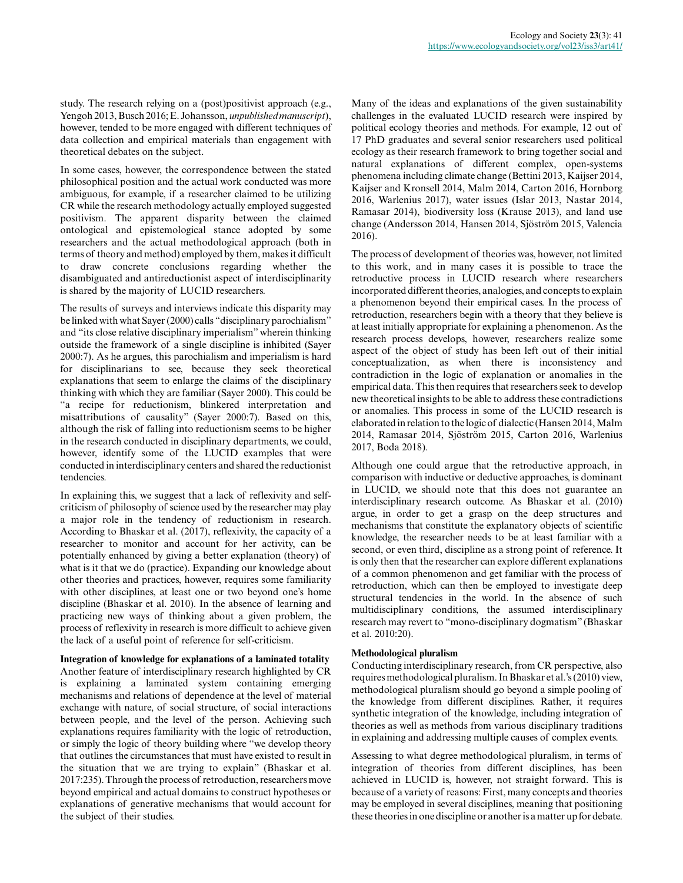study. The research relying on a (post)positivist approach (e.g., Yengoh 2013, Busch 2016; E. Johansson, *unpublished manuscript*), however, tended to be more engaged with different techniques of data collection and empirical materials than engagement with theoretical debates on the subject.

In some cases, however, the correspondence between the stated philosophical position and the actual work conducted was more ambiguous, for example, if a researcher claimed to be utilizing CR while the research methodology actually employed suggested positivism. The apparent disparity between the claimed ontological and epistemological stance adopted by some researchers and the actual methodological approach (both in terms of theory and method) employed by them, makes it difficult to draw concrete conclusions regarding whether the disambiguated and antireductionist aspect of interdisciplinarity is shared by the majority of LUCID researchers.

The results of surveys and interviews indicate this disparity may be linked with what Sayer (2000) calls "disciplinary parochialism" and "its close relative disciplinary imperialism" wherein thinking outside the framework of a single discipline is inhibited (Sayer 2000:7). As he argues, this parochialism and imperialism is hard for disciplinarians to see, because they seek theoretical explanations that seem to enlarge the claims of the disciplinary thinking with which they are familiar (Sayer 2000). This could be "a recipe for reductionism, blinkered interpretation and misattributions of causality" (Sayer 2000:7). Based on this, although the risk of falling into reductionism seems to be higher in the research conducted in disciplinary departments, we could, however, identify some of the LUCID examples that were conducted in interdisciplinary centers and shared the reductionist tendencies.

In explaining this, we suggest that a lack of reflexivity and self-criticism of philosophy of science used by the researcher may play a major role in the tendency of reductionism in research. According to Bhaskar et al. (2017), reflexivity, the capacity of a researcher to monitor and account for her activity, can be potentially enhanced by giving a better explanation (theory) of what is it that we do (practice). Expanding our knowledge about other theories and practices, however, requires some familiarity with other disciplines, at least one or two beyond one's home discipline (Bhaskar et al. 2010). In the absence of learning and practicing new ways of thinking about a given problem, the process of reflexivity in research is more difficult to achieve given the lack of a useful point of reference for self-criticism.

**Integration of knowledge for explanations of a laminated totality**

Another feature of interdisciplinary research highlighted by CR is explaining a laminated system containing emerging mechanisms and relations of dependence at the level of material exchange with nature, of social structure, of social interactions between people, and the level of the person. Achieving such explanations requires familiarity with the logic of retroduction, or simply the logic of theory building where "we develop theory that outlines the circumstances that must have existed to result in the situation that we are trying to explain" (Bhaskar et al. 2017:235). Through the process of retroduction, researchers move beyond empirical and actual domains to construct hypotheses or explanations of generative mechanisms that would account for the subject of their studies.

Many of the ideas and explanations of the given sustainability challenges in the evaluated LUCID research were inspired by political ecology theories and methods. For example, 12 out of 17 PhD graduates and several senior researchers used political ecology as their research framework to bring together social and natural explanations of different complex, open-systems phenomena including climate change (Bettini 2013, Kaijser 2014, Kaijser and Kronsell 2014, Malm 2014, Carton 2016, Hornborg 2016, Warlenius 2017), water issues (Islar 2013, Nastar 2014, Ramasar 2014), biodiversity loss (Krause 2013), and land use change (Andersson 2014, Hansen 2014, Sjöström 2015, Valencia 2016).

The process of development of theories was, however, not limited to this work, and in many cases it is possible to trace the retroductive process in LUCID research where researchers incorporated different theories, analogies, and concepts to explain a phenomenon beyond their empirical cases. In the process of retroduction, researchers begin with a theory that they believe is at least initially appropriate for explaining a phenomenon. As the research process develops, however, researchers realize some aspect of the object of study has been left out of their initial conceptualization, as when there is inconsistency and contradiction in the logic of explanation or anomalies in the empirical data. This then requires that researchers seek to develop new theoretical insights to be able to address these contradictions or anomalies. This process in some of the LUCID research is elaborated in relation to the logic of dialectic (Hansen 2014, Malm 2014, Ramasar 2014, Sjöström 2015, Carton 2016, Warlenius 2017, Boda 2018).

Although one could argue that the retroductive approach, in comparison with inductive or deductive approaches, is dominant in LUCID, we should note that this does not guarantee an interdisciplinary research outcome. As Bhaskar et al. (2010) argue, in order to get a grasp on the deep structures and mechanisms that constitute the explanatory objects of scientific knowledge, the researcher needs to be at least familiar with a second, or even third, discipline as a strong point of reference. It is only then that the researcher can explore different explanations of a common phenomenon and get familiar with the process of retroduction, which can then be employed to investigate deep structural tendencies in the world. In the absence of such multidisciplinary conditions, the assumed interdisciplinary research may revert to "mono-disciplinary dogmatism" (Bhaskar et al. 2010:20).

**Methodological pluralism**

Conducting interdisciplinary research, from CR perspective, also requires methodological pluralism. In Bhaskar et al.'s (2010) view, methodological pluralism should go beyond a simple pooling of the knowledge from different disciplines. Rather, it requires synthetic integration of the knowledge, including integration of theories as well as methods from various disciplinary traditions in explaining and addressing multiple causes of complex events.

Assessing to what degree methodological pluralism, in terms of integration of theories from different disciplines, has been achieved in LUCID is, however, not straight forward. This is because of a variety of reasons: First, many concepts and theories may be employed in several disciplines, meaning that positioning these theories in one discipline or another is a matter up for debate.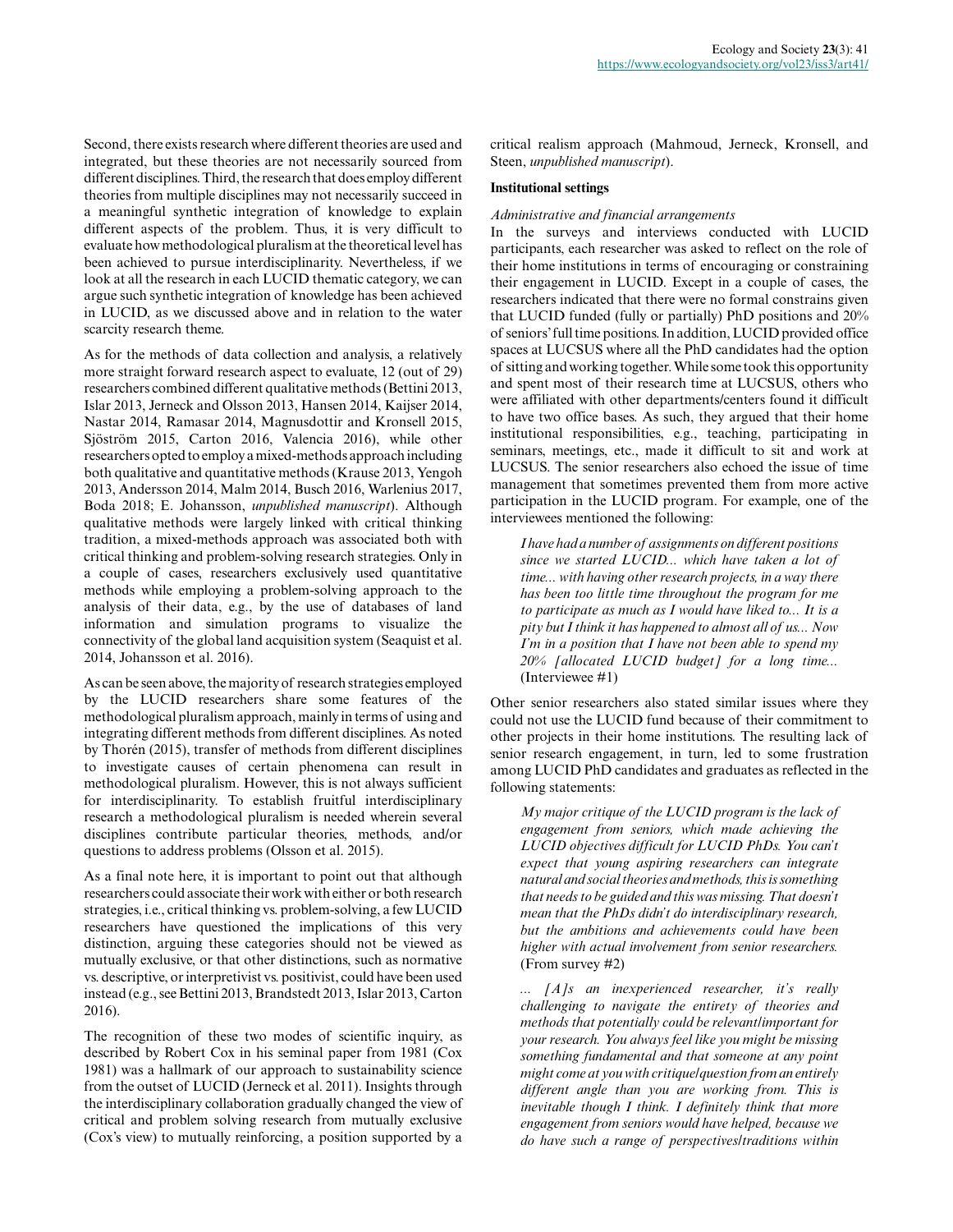Second, there exists research where different theories are used and integrated, but these theories are not necessarily sourced from different disciplines. Third, the research that does employ different theories from multiple disciplines may not necessarily succeed in a meaningful synthetic integration of knowledge to explain different aspects of the problem. Thus, it is very difficult to evaluate how methodological pluralism at the theoretical level has been achieved to pursue interdisciplinarity. Nevertheless, if we look at all the research in each LUCID thematic category, we can argue such synthetic integration of knowledge has been achieved in LUCID, as we discussed above and in relation to the water scarcity research theme.

As for the methods of data collection and analysis, a relatively more straight forward research aspect to evaluate, 12 (out of 29) researchers combined different qualitative methods (Bettini 2013, Islar 2013, Jerneck and Olsson 2013, Hansen 2014, Kaijser 2014, Nastar 2014, Ramasar 2014, Magnusdottir and Kronsell 2015, Sjöström 2015, Carton 2016, Valencia 2016), while other researchers opted to employ a mixed-methods approach including both qualitative and quantitative methods (Krause 2013, Yengoh 2013, Andersson 2014, Malm 2014, Busch 2016, Warlenius 2017, Boda 2018; E. Johansson, *unpublished manuscript*). Although qualitative methods were largely linked with critical thinking tradition, a mixed-methods approach was associated both with critical thinking and problem-solving research strategies. Only in a couple of cases, researchers exclusively used quantitative methods while employing a problem-solving approach to the analysis of their data, e.g., by the use of databases of land information and simulation programs to visualize the connectivity of the global land acquisition system (Seaquist et al. 2014, Johansson et al. 2016).

As can be seen above, the majority of research strategies employed by the LUCID researchers share some features of the methodological pluralism approach, mainly in terms of using and integrating different methods from different disciplines. As noted by Thorén (2015), transfer of methods from different disciplines to investigate causes of certain phenomena can result in methodological pluralism. However, this is not always sufficient for interdisciplinarity. To establish fruitful interdisciplinary research a methodological pluralism is needed wherein several disciplines contribute particular theories, methods, and/or questions to address problems (Olsson et al. 2015).

As a final note here, it is important to point out that although researchers could associate their work with either or both research strategies, i.e., critical thinking vs. problem-solving, a few LUCID researchers have questioned the implications of this very distinction, arguing these categories should not be viewed as mutually exclusive, or that other distinctions, such as normative vs. descriptive, or interpretivist vs. positivist, could have been used instead (e.g., see Bettini 2013, Brandstedt 2013, Islar 2013, Carton 2016).

The recognition of these two modes of scientific inquiry, as described by Robert Cox in his seminal paper from 1981 (Cox 1981) was a hallmark of our approach to sustainability science from the outset of LUCID (Jerneck et al. 2011). Insights through the interdisciplinary collaboration gradually changed the view of critical and problem solving research from mutually exclusive (Cox's view) to mutually reinforcing, a position supported by a critical realism approach (Mahmoud, Jerneck, Kronsell, and Steen, *unpublished manuscript*).

### Institutional settings

*Administrative and financial arrangements*

In the surveys and interviews conducted with LUCID participants, each researcher was asked to reflect on the role of their home institutions in terms of encouraging or constraining their engagement in LUCID. Except in a couple of cases, the researchers indicated that there were no formal constrains given that LUCID funded (fully or partially) PhD positions and 20% of seniors' full time positions. In addition, LUCID provided office spaces at LUCSUS where all the PhD candidates had the option of sitting and working together. While some took this opportunity and spent most of their research time at LUCSUS, others who were affiliated with other departments/centers found it difficult to have two office bases. As such, they argued that their home institutional responsibilities, e.g., teaching, participating in seminars, meetings, etc., made it difficult to sit and work at LUCSUS. The senior researchers also echoed the issue of time management that sometimes prevented them from more active participation in the LUCID program. For example, one of the interviewees mentioned the following:

> *I have had a number of assignments on different positions since we started LUCID... which have taken a lot of time... with having other research projects, in a way there has been too little time throughout the program for me to participate as much as I would have liked to... It is a pity but I think it has happened to almost all of us... Now I'm in a position that I have not been able to spend my 20% [allocated LUCID budget] for a long time...* (Interviewee #1)

Other senior researchers also stated similar issues where they could not use the LUCID fund because of their commitment to other projects in their home institutions. The resulting lack of senior research engagement, in turn, led to some frustration among LUCID PhD candidates and graduates as reflected in the following statements:

> *My major critique of the LUCID program is the lack of engagement from seniors, which made achieving the LUCID objectives difficult for LUCID PhDs. You can't expect that young aspiring researchers can integrate natural and social theories and methods, this is something that needs to be guided and this was missing. That doesn't mean that the PhDs didn't do interdisciplinary research, but the ambitions and achievements could have been higher with actual involvement from senior researchers.* (From survey #2)

> *... [A]s an inexperienced researcher, it's really challenging to navigate the entirety of theories and methods that potentially could be relevant/important for your research. You always feel like you might be missing something fundamental and that someone at any point might come at you with critique/question from an entirely different angle than you are working from. This is inevitable though I think. I definitely think that more engagement from seniors would have helped, because we do have such a range of perspectives/traditions within*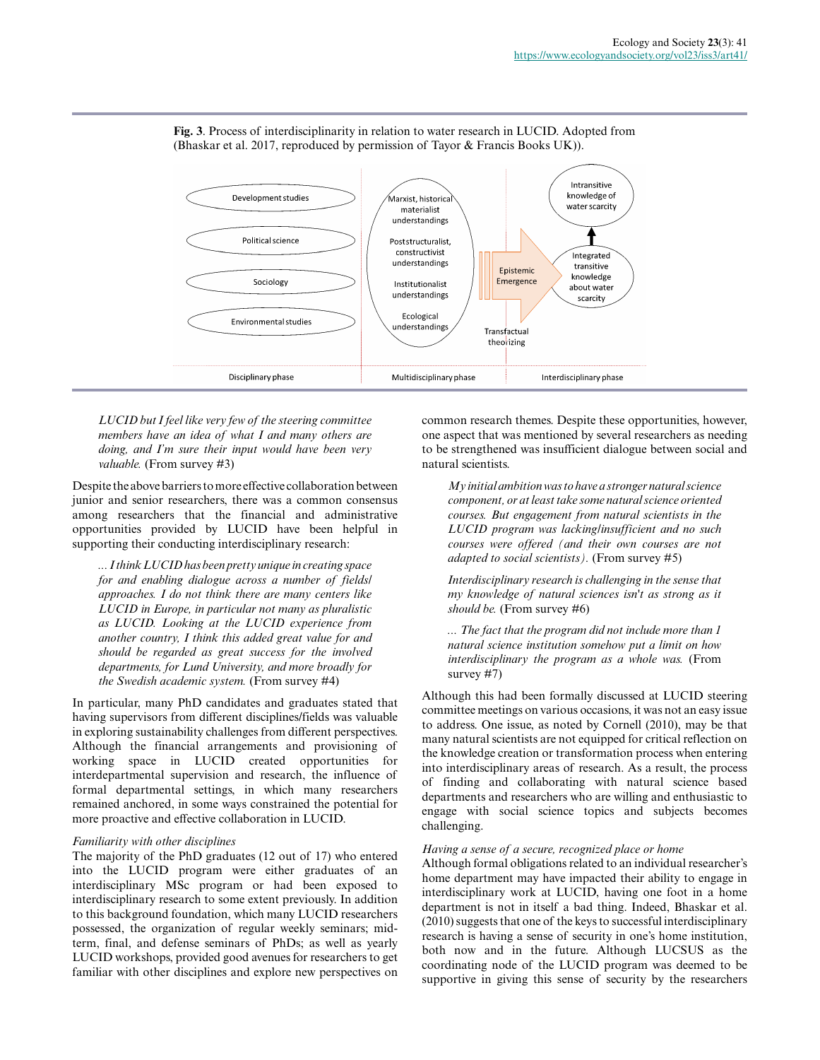**Fig. 3**. Process of interdisciplinarity in relation to water research in LUCID. Adopted from (Bhaskar et al. 2017, reproduced by permission of Tayor & Francis Books UK)).

> *LUCID but I feel like very few of the steering committee members have an idea of what I and many others are doing, and I'm sure their input would have been very valuable.* (From survey #3)

Despite the above barriers to more effective collaboration between junior and senior researchers, there was a common consensus among researchers that the financial and administrative opportunities provided by LUCID have been helpful in supporting their conducting interdisciplinary research:

> *... I think LUCID has been pretty unique in creating space for and enabling dialogue across a number of fields/approaches. I do not think there are many centers like LUCID in Europe, in particular not many as pluralistic as LUCID. Looking at the LUCID experience from another country, I think this added great value for and should be regarded as great success for the involved departments, for Lund University, and more broadly for the Swedish academic system.* (From survey #4)

In particular, many PhD candidates and graduates stated that having supervisors from different disciplines/fields was valuable in exploring sustainability challenges from different perspectives. Although the financial arrangements and provisioning of working space in LUCID created opportunities for interdepartmental supervision and research, the influence of formal departmental settings, in which many researchers remained anchored, in some ways constrained the potential for more proactive and effective collaboration in LUCID.

*Familiarity with other disciplines*

The majority of the PhD graduates (12 out of 17) who entered into the LUCID program were either graduates of an interdisciplinary MSc program or had been exposed to interdisciplinary research to some extent previously. In addition to this background foundation, which many LUCID researchers possessed, the organization of regular weekly seminars; mid-term, final, and defense seminars of PhDs; as well as yearly LUCID workshops, provided good avenues for researchers to get familiar with other disciplines and explore new perspectives on common research themes. Despite these opportunities, however, one aspect that was mentioned by several researchers as needing to be strengthened was insufficient dialogue between social and natural scientists.

> *My initial ambition was to have a stronger natural science component, or at least take some natural science oriented courses. But engagement from natural scientists in the LUCID program was lacking/insufficient and no such courses were offered (and their own courses are not adapted to social scientists).* (From survey #5)

> *Interdisciplinary research is challenging in the sense that my knowledge of natural sciences isn't as strong as it should be.* (From survey #6)

> *... The fact that the program did not include more than 1 natural science institution somehow put a limit on how interdisciplinary the program as a whole was.* (From survey #7)

Although this had been formally discussed at LUCID steering committee meetings on various occasions, it was not an easy issue to address. One issue, as noted by Cornell (2010), may be that many natural scientists are not equipped for critical reflection on the knowledge creation or transformation process when entering into interdisciplinary areas of research. As a result, the process of finding and collaborating with natural science based departments and researchers who are willing and enthusiastic to engage with social science topics and subjects becomes challenging.

*Having a sense of a secure, recognized place or home*

Although formal obligations related to an individual researcher's home department may have impacted their ability to engage in interdisciplinary work at LUCID, having one foot in a home department is not in itself a bad thing. Indeed, Bhaskar et al. (2010) suggests that one of the keys to successful interdisciplinary research is having a sense of security in one's home institution, both now and in the future. Although LUCSUS as the coordinating node of the LUCID program was deemed to be supportive in giving this sense of security by the researchers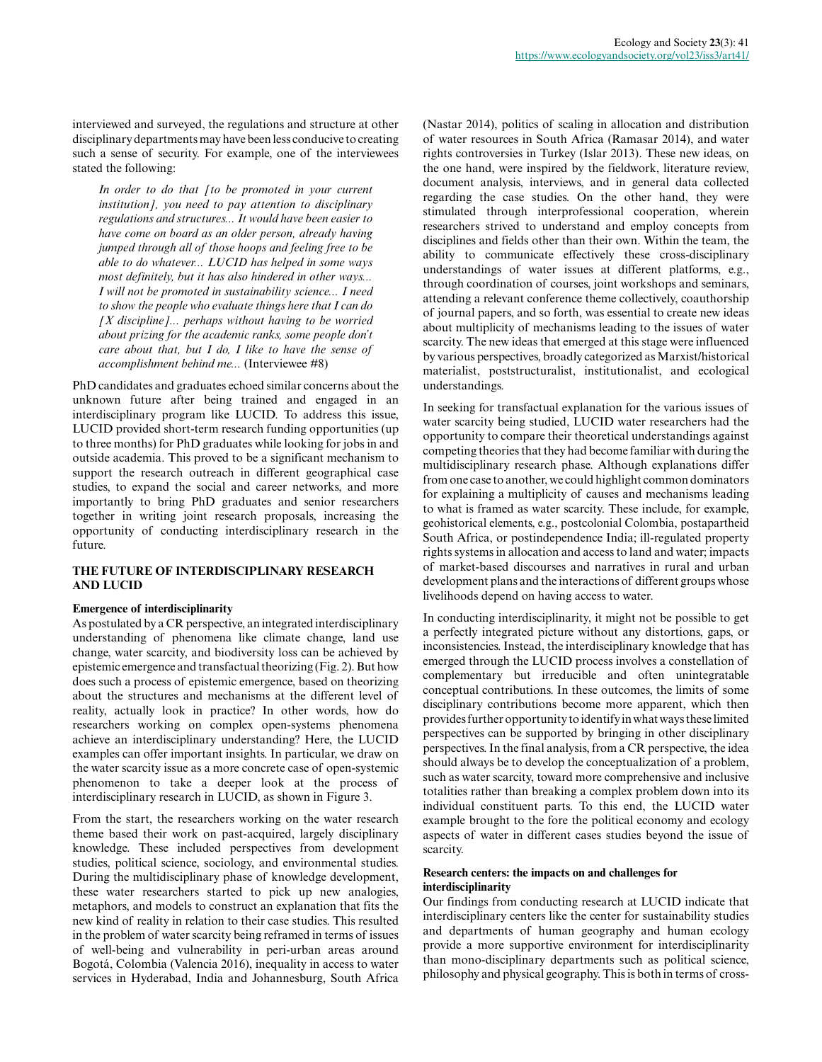interviewed and surveyed, the regulations and structure at other disciplinary departments may have been less conducive to creating such a sense of security. For example, one of the interviewees stated the following:

> *In order to do that [to be promoted in your current institution], you need to pay attention to disciplinary regulations and structures... It would have been easier to have come on board as an older person, already having jumped through all of those hoops and feeling free to be able to do whatever... LUCID has helped in some ways most definitely, but it has also hindered in other ways... I will not be promoted in sustainability science... I need to show the people who evaluate things here that I can do [X discipline]... perhaps without having to be worried about prizing for the academic ranks, some people don't care about that, but I do, I like to have the sense of accomplishment behind me...* (Interviewee #8)

PhD candidates and graduates echoed similar concerns about the unknown future after being trained and engaged in an interdisciplinary program like LUCID. To address this issue, LUCID provided short-term research funding opportunities (up to three months) for PhD graduates while looking for jobs in and outside academia. This proved to be a significant mechanism to support the research outreach in different geographical case studies, to expand the social and career networks, and more importantly to bring PhD graduates and senior researchers together in writing joint research proposals, increasing the opportunity of conducting interdisciplinary research in the future.

## THE FUTURE OF INTERDISCIPLINARY RESEARCH AND LUCID

### Emergence of interdisciplinarity

As postulated by a CR perspective, an integrated interdisciplinary understanding of phenomena like climate change, land use change, water scarcity, and biodiversity loss can be achieved by epistemic emergence and transfactual theorizing (Fig. 2). But how does such a process of epistemic emergence, based on theorizing about the structures and mechanisms at the different level of reality, actually look in practice? In other words, how do researchers working on complex open-systems phenomena achieve an interdisciplinary understanding? Here, the LUCID examples can offer important insights. In particular, we draw on the water scarcity issue as a more concrete case of open-systemic phenomenon to take a deeper look at the process of interdisciplinary research in LUCID, as shown in Figure 3.

From the start, the researchers working on the water research theme based their work on past-acquired, largely disciplinary knowledge. These included perspectives from development studies, political science, sociology, and environmental studies. During the multidisciplinary phase of knowledge development, these water researchers started to pick up new analogies, metaphors, and models to construct an explanation that fits the new kind of reality in relation to their case studies. This resulted in the problem of water scarcity being reframed in terms of issues of well-being and vulnerability in peri-urban areas around Bogotá, Colombia (Valencia 2016), inequality in access to water services in Hyderabad, India and Johannesburg, South Africa (Nastar 2014), politics of scaling in allocation and distribution of water resources in South Africa (Ramasar 2014), and water rights controversies in Turkey (Islar 2013). These new ideas, on the one hand, were inspired by the fieldwork, literature review, document analysis, interviews, and in general data collected regarding the case studies. On the other hand, they were stimulated through interprofessional cooperation, wherein researchers strived to understand and employ concepts from disciplines and fields other than their own. Within the team, the ability to communicate effectively these cross-disciplinary understandings of water issues at different platforms, e.g., through coordination of courses, joint workshops and seminars, attending a relevant conference theme collectively, coauthorship of journal papers, and so forth, was essential to create new ideas about multiplicity of mechanisms leading to the issues of water scarcity. The new ideas that emerged at this stage were influenced by various perspectives, broadly categorized as Marxist/historical materialist, poststructuralist, institutionalist, and ecological understandings.

In seeking for transfactual explanation for the various issues of water scarcity being studied, LUCID water researchers had the opportunity to compare their theoretical understandings against competing theories that they had become familiar with during the multidisciplinary research phase. Although explanations differ from one case to another, we could highlight common dominators for explaining a multiplicity of causes and mechanisms leading to what is framed as water scarcity. These include, for example, geohistorical elements, e.g., postcolonial Colombia, postapartheid South Africa, or postindependence India; ill-regulated property rights systems in allocation and access to land and water; impacts of market-based discourses and narratives in rural and urban development plans and the interactions of different groups whose livelihoods depend on having access to water.

In conducting interdisciplinarity, it might not be possible to get a perfectly integrated picture without any distortions, gaps, or inconsistencies. Instead, the interdisciplinary knowledge that has emerged through the LUCID process involves a constellation of complementary but irreducible and often unintegratable conceptual contributions. In these outcomes, the limits of some disciplinary contributions become more apparent, which then provides further opportunity to identify in what ways these limited perspectives can be supported by bringing in other disciplinary perspectives. In the final analysis, from a CR perspective, the idea should always be to develop the conceptualization of a problem, such as water scarcity, toward more comprehensive and inclusive totalities rather than breaking a complex problem down into its individual constituent parts. To this end, the LUCID water example brought to the fore the political economy and ecology aspects of water in different cases studies beyond the issue of scarcity.

### Research centers: the impacts on and challenges for interdisciplinarity

Our findings from conducting research at LUCID indicate that interdisciplinary centers like the center for sustainability studies and departments of human geography and human ecology provide a more supportive environment for interdisciplinarity than mono-disciplinary departments such as political science, philosophy and physical geography. This is both in terms of cross-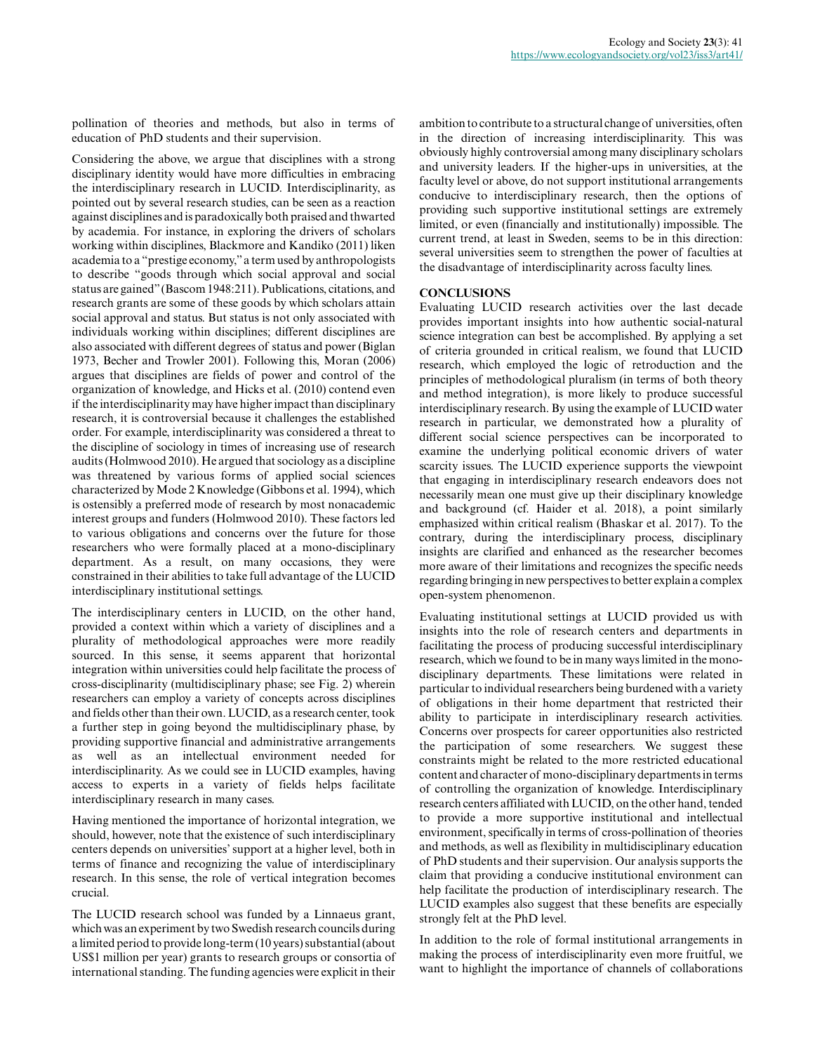pollination of theories and methods, but also in terms of education of PhD students and their supervision.

Considering the above, we argue that disciplines with a strong disciplinary identity would have more difficulties in embracing the interdisciplinary research in LUCID. Interdisciplinarity, as pointed out by several research studies, can be seen as a reaction against disciplines and is paradoxically both praised and thwarted by academia. For instance, in exploring the drivers of scholars working within disciplines, Blackmore and Kandiko (2011) liken academia to a "prestige economy," a term used by anthropologists to describe "goods through which social approval and social status are gained" (Bascom 1948:211). Publications, citations, and research grants are some of these goods by which scholars attain social approval and status. But status is not only associated with individuals working within disciplines; different disciplines are also associated with different degrees of status and power (Biglan 1973, Becher and Trowler 2001). Following this, Moran (2006) argues that disciplines are fields of power and control of the organization of knowledge, and Hicks et al. (2010) contend even if the interdisciplinarity may have higher impact than disciplinary research, it is controversial because it challenges the established order. For example, interdisciplinarity was considered a threat to the discipline of sociology in times of increasing use of research audits (Holmwood 2010). He argued that sociology as a discipline was threatened by various forms of applied social sciences characterized by Mode 2 Knowledge (Gibbons et al. 1994), which is ostensibly a preferred mode of research by most nonacademic interest groups and funders (Holmwood 2010). These factors led to various obligations and concerns over the future for those researchers who were formally placed at a mono-disciplinary department. As a result, on many occasions, they were constrained in their abilities to take full advantage of the LUCID interdisciplinary institutional settings.

The interdisciplinary centers in LUCID, on the other hand, provided a context within which a variety of disciplines and a plurality of methodological approaches were more readily sourced. In this sense, it seems apparent that horizontal integration within universities could help facilitate the process of cross-disciplinarity (multidisciplinary phase; see Fig. 2) wherein researchers can employ a variety of concepts across disciplines and fields other than their own. LUCID, as a research center, took a further step in going beyond the multidisciplinary phase, by providing supportive financial and administrative arrangements as well as an intellectual environment needed for interdisciplinarity. As we could see in LUCID examples, having access to experts in a variety of fields helps facilitate interdisciplinary research in many cases.

Having mentioned the importance of horizontal integration, we should, however, note that the existence of such interdisciplinary centers depends on universities' support at a higher level, both in terms of finance and recognizing the value of interdisciplinary research. In this sense, the role of vertical integration becomes crucial.

The LUCID research school was funded by a Linnaeus grant, which was an experiment by two Swedish research councils during a limited period to provide long-term (10 years) substantial (about US$1 million per year) grants to research groups or consortia of international standing. The funding agencies were explicit in their ambition to contribute to a structural change of universities, often in the direction of increasing interdisciplinarity. This was obviously highly controversial among many disciplinary scholars and university leaders. If the higher-ups in universities, at the faculty level or above, do not support institutional arrangements conducive to interdisciplinary research, then the options of providing such supportive institutional settings are extremely limited, or even (financially and institutionally) impossible. The current trend, at least in Sweden, seems to be in this direction: several universities seem to strengthen the power of faculties at the disadvantage of interdisciplinarity across faculty lines.

## CONCLUSIONS

Evaluating LUCID research activities over the last decade provides important insights into how authentic social-natural science integration can best be accomplished. By applying a set of criteria grounded in critical realism, we found that LUCID research, which employed the logic of retroduction and the principles of methodological pluralism (in terms of both theory and method integration), is more likely to produce successful interdisciplinary research. By using the example of LUCID water research in particular, we demonstrated how a plurality of different social science perspectives can be incorporated to examine the underlying political economic drivers of water scarcity issues. The LUCID experience supports the viewpoint that engaging in interdisciplinary research endeavors does not necessarily mean one must give up their disciplinary knowledge and background (cf. Haider et al. 2018), a point similarly emphasized within critical realism (Bhaskar et al. 2017). To the contrary, during the interdisciplinary process, disciplinary insights are clarified and enhanced as the researcher becomes more aware of their limitations and recognizes the specific needs regarding bringing in new perspectives to better explain a complex open-system phenomenon.

Evaluating institutional settings at LUCID provided us with insights into the role of research centers and departments in facilitating the process of producing successful interdisciplinary research, which we found to be in many ways limited in the mono-disciplinary departments. These limitations were related in particular to individual researchers being burdened with a variety of obligations in their home department that restricted their ability to participate in interdisciplinary research activities. Concerns over prospects for career opportunities also restricted the participation of some researchers. We suggest these constraints might be related to the more restricted educational content and character of mono-disciplinary departments in terms of controlling the organization of knowledge. Interdisciplinary research centers affiliated with LUCID, on the other hand, tended to provide a more supportive institutional and intellectual environment, specifically in terms of cross-pollination of theories and methods, as well as flexibility in multidisciplinary education of PhD students and their supervision. Our analysis supports the claim that providing a conducive institutional environment can help facilitate the production of interdisciplinary research. The LUCID examples also suggest that these benefits are especially strongly felt at the PhD level.

In addition to the role of formal institutional arrangements in making the process of interdisciplinarity even more fruitful, we want to highlight the importance of channels of collaborations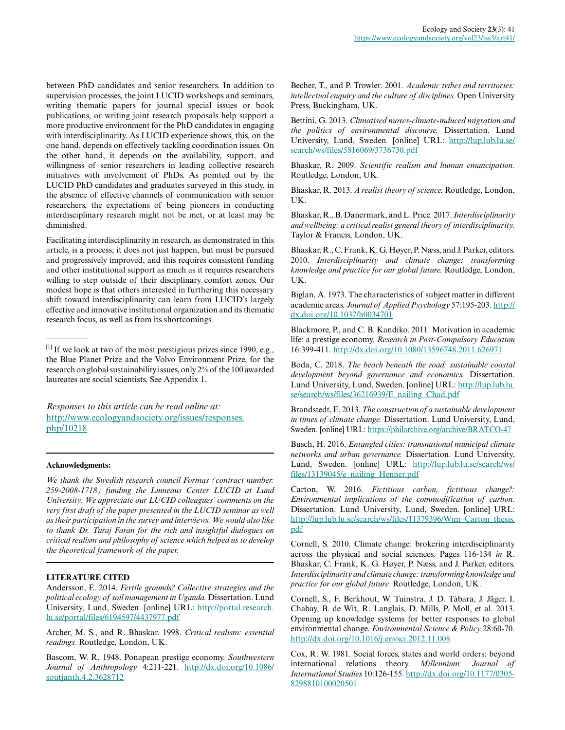between PhD candidates and senior researchers. In addition to supervision processes, the joint LUCID workshops and seminars, writing thematic papers for journal special issues or book publications, or writing joint research proposals help support a more productive environment for the PhD candidates in engaging with interdisciplinarity. As LUCID experience shows, this, on the one hand, depends on effectively tackling coordination issues. On the other hand, it depends on the availability, support, and willingness of senior researchers in leading collective research initiatives with involvement of PhDs. As pointed out by the LUCID PhD candidates and graduates surveyed in this study, in the absence of effective channels of communication with senior researchers, the expectations of being pioneers in conducting interdisciplinary research might not be met, or at least may be diminished.

Facilitating interdisciplinarity in research, as demonstrated in this article, is a process; it does not just happen, but must be pursued and progressively improved, and this requires consistent funding and other institutional support as much as it requires researchers willing to step outside of their disciplinary comfort zones. Our modest hope is that others interested in furthering this necessary shift toward interdisciplinarity can learn from LUCID's largely effective and innovative institutional organization and its thematic research focus, as well as from its shortcomings.

---

[1] If we look at two of the most prestigious prizes since 1990, e.g., the Blue Planet Prize and the Volvo Environment Prize, for the research on global sustainability issues, only 2% of the 100 awarded laureates are social scientists. See Appendix 1.

*Responses to this article can be read online at:*
http://www.ecologyandsociety.org/issues/responses.php/10218

---

**Acknowledgments:**

*We thank the Swedish research council Formas (contract number: 259-2008-1718) funding the Linneaus Center LUCID at Lund University. We appreciate our LUCID colleagues' comments on the very first draft of the paper presented in the LUCID seminar as well as their participation in the survey and interviews. We would also like to thank Dr. Turaj Faran for the rich and insightful dialogues on critical realism and philosophy of science which helped us to develop the theoretical framework of the paper.*

---

**LITERATURE CITED**

Andersson, E. 2014. *Fertile grounds? Collective strategies and the political ecology of soil management in Uganda.* Dissertation. Lund University, Lund, Sweden. [online] URL: http://portal.research.lu.se/portal/files/6194597/4437977.pdf

Archer, M. S., and R. Bhaskar. 1998. *Critical realism: essential readings.* Routledge, London, UK.

Bascom, W. R. 1948. Ponapean prestige economy. *Southwestern Journal of Anthropology* 4:211-221. http://dx.doi.org/10.1086/soutjanth.4.2.3628712

Becher, T., and P. Trowler. 2001. *Academic tribes and territories: intellectual enquiry and the culture of disciplines.* Open University Press, Buckingham, UK.

Bettini, G. 2013. *Climatised moves-climate-induced migration and the politics of environmental discourse.* Dissertation. Lund University, Lund, Sweden. [online] URL: http://lup.lub.lu.se/search/ws/files/5816069/3736730.pdf

Bhaskar, R. 2009. *Scientific realism and human emancipation.* Routledge, London, UK.

Bhaskar, R. 2013. *A realist theory of science.* Routledge, London, UK.

Bhaskar, R., B. Danermark, and L. Price. 2017. *Interdisciplinarity and wellbeing: a critical realist general theory of interdisciplinarity.* Taylor & Francis, London, UK.

Bhaskar, R., C. Frank, K. G. Høyer, P. Næss, and J. Parker, editors. 2010. *Interdisciplinarity and climate change: transforming knowledge and practice for our global future.* Routledge, London, UK.

Biglan, A. 1973. The characteristics of subject matter in different academic areas. *Journal of Applied Psychology* 57:195-203. http://dx.doi.org/10.1037/h0034701

Blackmore, P., and C. B. Kandiko. 2011. Motivation in academic life: a prestige economy. *Research in Post-Compulsory Education* 16:399-411. http://dx.doi.org/10.1080/13596748.2011.626971

Boda, C. 2018. *The beach beneath the road: sustainable coastal development beyond governance and economics.* Dissertation. Lund University, Lund, Sweden. [online] URL: http://lup.lub.lu.se/search/ws/files/36216939/E_nailing_Chad.pdf

Brandstedt, E. 2013. *The construction of a sustainable development in times of climate change.* Dissertation. Lund University, Lund, Sweden. [online] URL: https://philarchive.org/archive/BRATCO-47

Busch, H. 2016. *Entangled cities: transnational municipal climate networks and urban governance.* Dissertation. Lund University, Lund, Sweden. [online] URL: http://lup.lub.lu.se/search/ws/files/13139045/e_nailing_Henner.pdf

Carton, W. 2016. *Fictitious carbon, fictitious change?: Environmental implications of the commodification of carbon.* Dissertation. Lund University, Lund, Sweden. [online] URL: http://lup.lub.lu.se/search/ws/files/11379396/Wim_Carton_thesis.pdf

Cornell, S. 2010. Climate change: brokering interdisciplinarity across the physical and social sciences. Pages 116-134 *in* R. Bhaskar, C. Frank, K. G. Høyer, P. Næss, and J. Parker, editors. *Interdisciplinarity and climate change: transforming knowledge and practice for our global future.* Routledge, London, UK.

Cornell, S., F. Berkhout, W. Tuinstra, J. D. Tàbara, J. Jäger, I. Chabay, B. de Wit, R. Langlais, D. Mills, P. Moll, et al. 2013. Opening up knowledge systems for better responses to global environmental change. *Environmental Science & Policy* 28:60-70. http://dx.doi.org/10.1016/j.envsci.2012.11.008

Cox, R. W. 1981. Social forces, states and world orders: beyond international relations theory. *Millennium: Journal of International Studies* 10:126-155. http://dx.doi.org/10.1177/03058298810100020501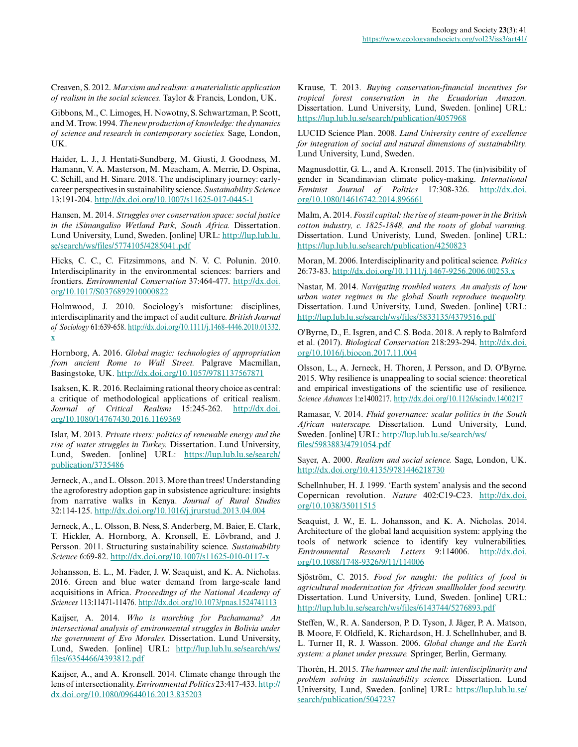Creaven, S. 2012. *Marxism and realism: a materialistic application of realism in the social sciences.* Taylor & Francis, London, UK.

Gibbons, M., C. Limoges, H. Nowotny, S. Schwartzman, P. Scott, and M. Trow. 1994. *The new production of knowledge: the dynamics of science and research in contemporary societies.* Sage, London, UK.

Haider, L. J., J. Hentati-Sundberg, M. Giusti, J. Goodness, M. Hamann, V. A. Masterson, M. Meacham, A. Merrie, D. Ospina, C. Schill, and H. Sinare. 2018. The undisciplinary journey: early-career perspectives in sustainability science. *Sustainability Science* 13:191-204. http://dx.doi.org/10.1007/s11625-017-0445-1

Hansen, M. 2014. *Struggles over conservation space: social justice in the iSimangaliso Wetland Park, South Africa.* Dissertation. Lund University, Lund, Sweden. [online] URL: http://lup.lub.lu.se/search/ws/files/5774105/4285041.pdf

Hicks, C. C., C. Fitzsimmons, and N. V. C. Polunin. 2010. Interdisciplinarity in the environmental sciences: barriers and frontiers. *Environmental Conservation* 37:464-477. http://dx.doi.org/10.1017/S0376892910000822

Holmwood, J. 2010. Sociology's misfortune: disciplines, interdisciplinarity and the impact of audit culture. *British Journal of Sociology* 61:639-658. http://dx.doi.org/10.1111/j.1468-4446.2010.01332.x

Hornborg, A. 2016. *Global magic: technologies of appropriation from ancient Rome to Wall Street.* Palgrave Macmillan, Basingstoke, UK. http://dx.doi.org/10.1057/9781137567871

Isaksen, K. R. 2016. Reclaiming rational theory choice as central: a critique of methodological applications of critical realism. *Journal of Critical Realism* 15:245-262. http://dx.doi.org/10.1080/14767430.2016.1169369

Islar, M. 2013. *Private rivers: politics of renewable energy and the rise of water struggles in Turkey.* Dissertation. Lund University, Lund, Sweden. [online] URL: https://lup.lub.lu.se/search/publication/3735486

Jerneck, A., and L. Olsson. 2013. More than trees! Understanding the agroforestry adoption gap in subsistence agriculture: insights from narrative walks in Kenya. *Journal of Rural Studies* 32:114-125. http://dx.doi.org/10.1016/j.jrurstud.2013.04.004

Jerneck, A., L. Olsson, B. Ness, S. Anderberg, M. Baier, E. Clark, T. Hickler, A. Hornborg, A. Kronsell, E. Lövbrand, and J. Persson. 2011. Structuring sustainability science. *Sustainability Science* 6:69-82. http://dx.doi.org/10.1007/s11625-010-0117-x

Johansson, E. L., M. Fader, J. W. Seaquist, and K. A. Nicholas. 2016. Green and blue water demand from large-scale land acquisitions in Africa. *Proceedings of the National Academy of Sciences* 113:11471-11476. http://dx.doi.org/10.1073/pnas.1524741113

Kaijser, A. 2014. *Who is marching for Pachamama? An intersectional analysis of environmental struggles in Bolivia under the government of Evo Morales.* Dissertation. Lund University, Lund, Sweden. [online] URL: http://lup.lub.lu.se/search/ws/files/6354466/4393812.pdf

Kaijser, A., and A. Kronsell. 2014. Climate change through the lens of intersectionality. *Environmental Politics* 23:417-433. http://dx.doi.org/10.1080/09644016.2013.835203

Krause, T. 2013. *Buying conservation-financial incentives for tropical forest conservation in the Ecuadorian Amazon.* Dissertation. Lund University, Lund, Sweden. [online] URL: https://lup.lub.lu.se/search/publication/4057968

LUCID Science Plan. 2008. *Lund University centre of excellence for integration of social and natural dimensions of sustainability.* Lund University, Lund, Sweden.

Magnusdottir, G. L., and A. Kronsell. 2015. The (in)visibility of gender in Scandinavian climate policy-making. *International Feminist Journal of Politics* 17:308-326. http://dx.doi.org/10.1080/14616742.2014.896661

Malm, A. 2014. *Fossil capital: the rise of steam-power in the British cotton industry, c. 1825-1848, and the roots of global warming.* Dissertation. Lund Univeristy, Lund, Sweden. [online] URL: https://lup.lub.lu.se/search/publication/4250823

Moran, M. 2006. Interdisciplinarity and political science. *Politics* 26:73-83. http://dx.doi.org/10.1111/j.1467-9256.2006.00253.x

Nastar, M. 2014. *Navigating troubled waters. An analysis of how urban water regimes in the global South reproduce inequality.* Dissertation. Lund University, Lund, Sweden. [online] URL: http://lup.lub.lu.se/search/ws/files/5833135/4379516.pdf

O'Byrne, D., E. Isgren, and C. S. Boda. 2018. A reply to Balmford et al. (2017). *Biological Conservation* 218:293-294. http://dx.doi.org/10.1016/j.biocon.2017.11.004

Olsson, L., A. Jerneck, H. Thoren, J. Persson, and D. O'Byrne. 2015. Why resilience is unappealing to social science: theoretical and empirical investigations of the scientific use of resilience. *Science Advances* 1:e1400217. http://dx.doi.org/10.1126/sciadv.1400217

Ramasar, V. 2014. *Fluid governance: scalar politics in the South African waterscape.* Dissertation. Lund University, Lund, Sweden. [online] URL: http://lup.lub.lu.se/search/ws/files/5983883/4791054.pdf

Sayer, A. 2000. *Realism and social science.* Sage, London, UK. http://dx.doi.org/10.4135/9781446218730

Schellnhuber, H. J. 1999. 'Earth system' analysis and the second Copernican revolution. *Nature* 402:C19-C23. http://dx.doi.org/10.1038/35011515

Seaquist, J. W., E. L. Johansson, and K. A. Nicholas. 2014. Architecture of the global land acquisition system: applying the tools of network science to identify key vulnerabilities. *Environmental Research Letters* 9:114006. http://dx.doi.org/10.1088/1748-9326/9/11/114006

Sjöström, C. 2015. *Food for naught: the politics of food in agricultural modernization for African smallholder food security.* Dissertation. Lund University, Lund, Sweden. [online] URL: http://lup.lub.lu.se/search/ws/files/6143744/5276893.pdf

Steffen, W., R. A. Sanderson, P. D. Tyson, J. Jäger, P. A. Matson, B. Moore, F. Oldfield, K. Richardson, H. J. Schellnhuber, and B. L. Turner II, R. J. Wasson. 2006. *Global change and the Earth system: a planet under pressure.* Springer, Berlin, Germany.

Thorén, H. 2015. *The hammer and the nail: interdisciplinarity and problem solving in sustainability science.* Dissertation. Lund University, Lund, Sweden. [online] URL: https://lup.lub.lu.se/search/publication/5047237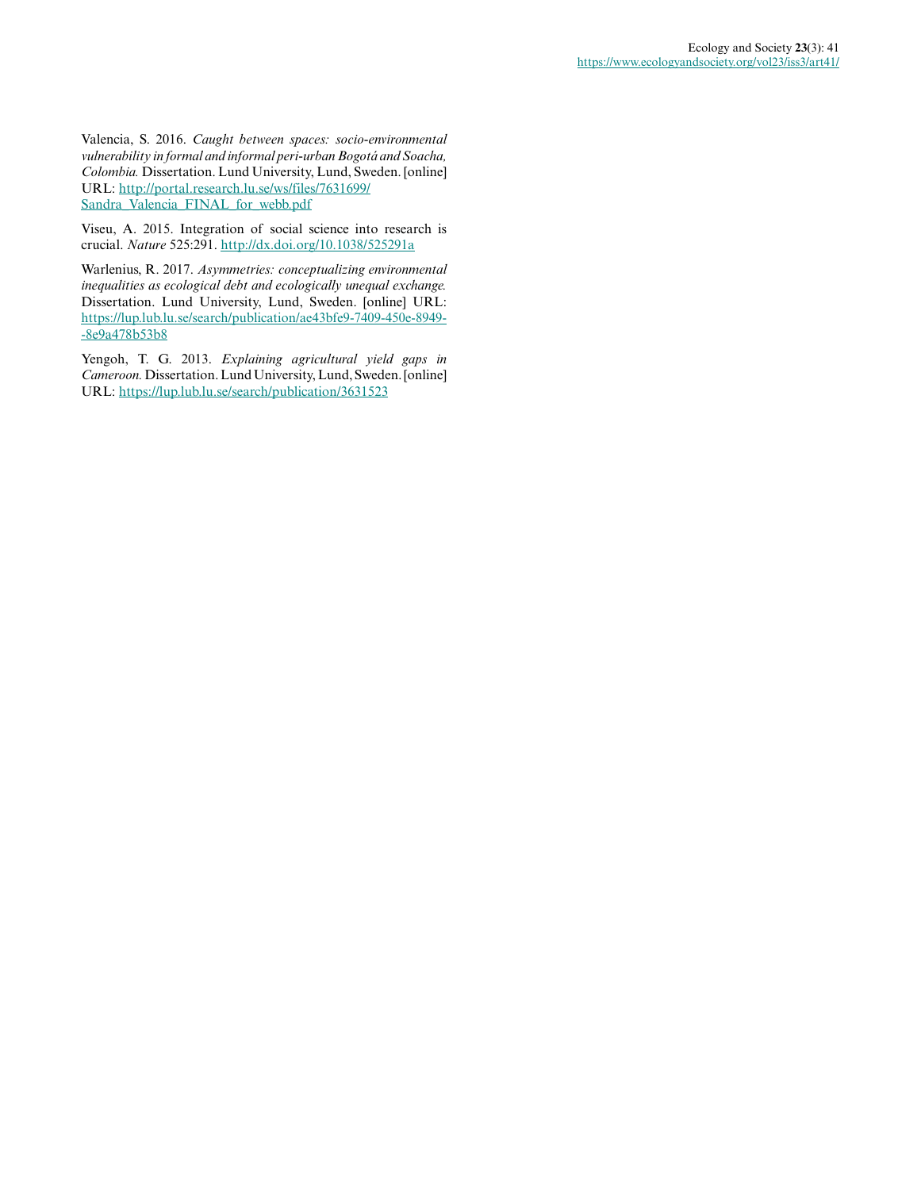Valencia, S. 2016. *Caught between spaces: socio-environmental vulnerability in formal and informal peri-urban Bogotá and Soacha, Colombia.* Dissertation. Lund University, Lund, Sweden. [online] URL: http://portal.research.lu.se/ws/files/7631699/Sandra_Valencia_FINAL_for_webb.pdf

Viseu, A. 2015. Integration of social science into research is crucial. *Nature* 525:291. http://dx.doi.org/10.1038/525291a

Warlenius, R. 2017. *Asymmetries: conceptualizing environmental inequalities as ecological debt and ecologically unequal exchange.* Dissertation. Lund University, Lund, Sweden. [online] URL: https://lup.lub.lu.se/search/publication/ae43bfe9-7409-450e-8949--8e9a478b53b8

Yengoh, T. G. 2013. *Explaining agricultural yield gaps in Cameroon.* Dissertation. Lund University, Lund, Sweden. [online] URL: https://lup.lub.lu.se/search/publication/3631523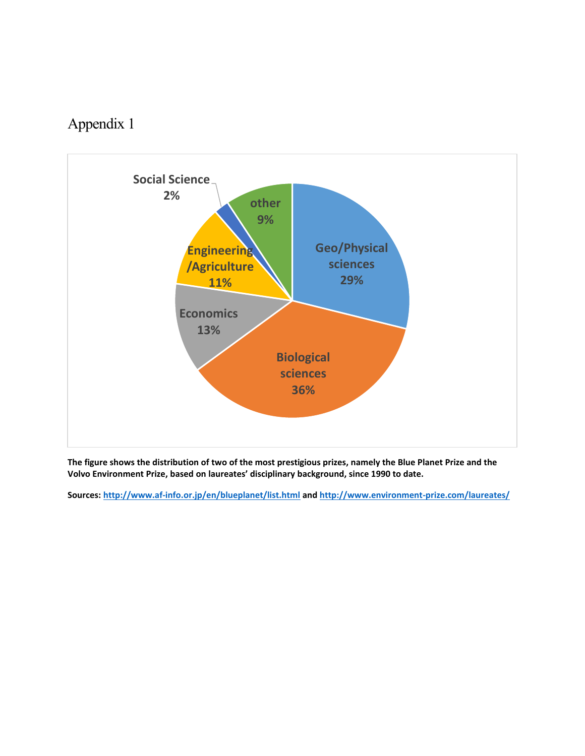# Appendix 1

Social Science
2%

other
9%

Geo/Physical sciences
29%

Engineering /Agriculture
11%

Economics
13%

Biological sciences
36%

**The figure shows the distribution of two of the most prestigious prizes, namely the Blue Planet Prize and the Volvo Environment Prize, based on laureates' disciplinary background, since 1990 to date.**

**Sources: http://www.af-info.or.jp/en/blueplanet/list.html and http://www.environment-prize.com/laureates/**